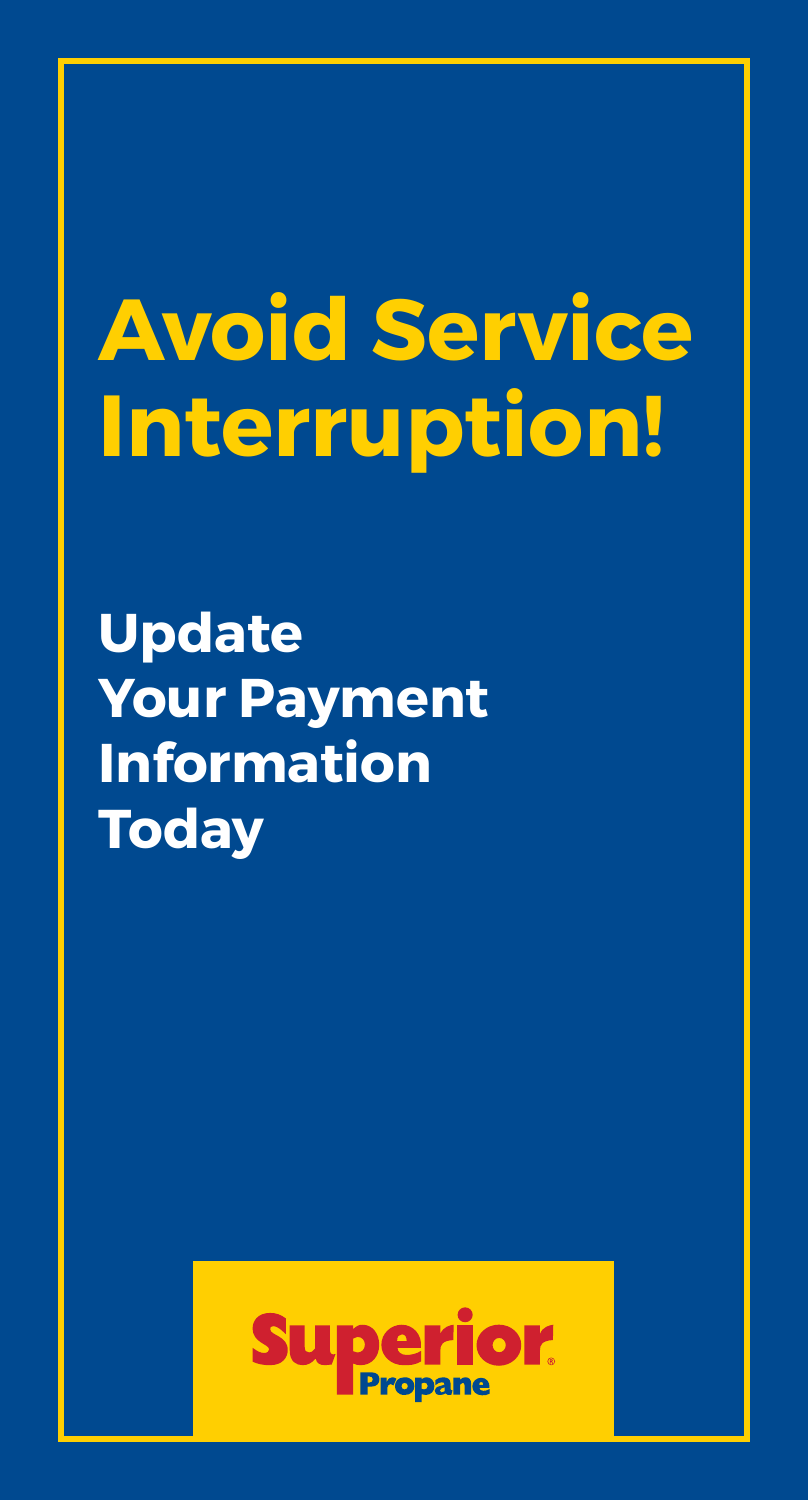# Avoid Service Interruption!

## Update Your Payment Information Today

Superior Propane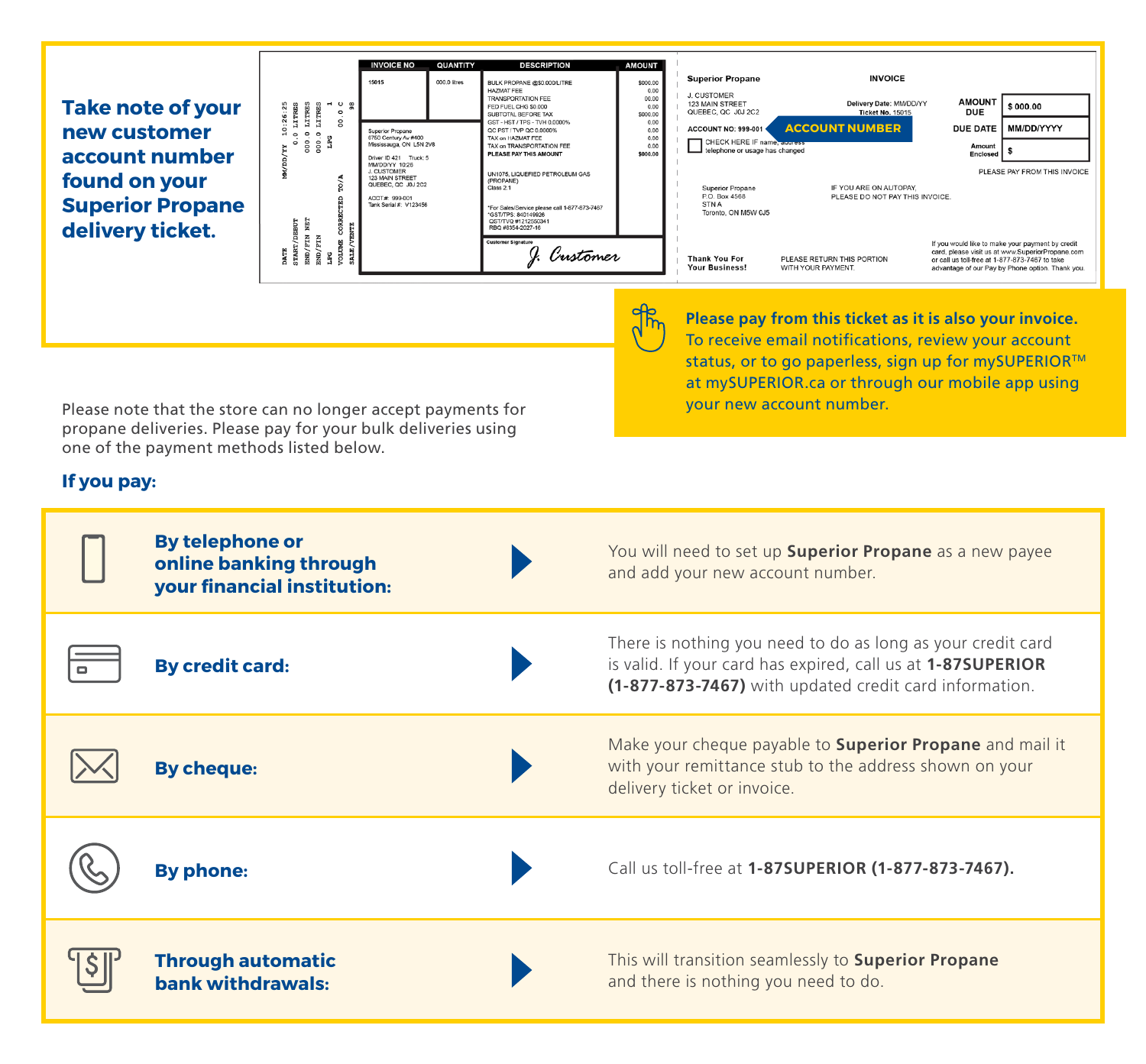## Take note of your new customer account number found on your Superior Propane delivery ticket.

**Please pay from this ticket as it is also your invoice.** To receive email notifications, review your account status, or to go paperless, sign up for mySUPERIOR™ at mySUPERIOR.ca or through our mobile app using your new account number.

Please note that the store can no longer accept payments for propane deliveries. Please pay for your bulk deliveries using one of the payment methods listed below.

**If you pay:**

| | |
|---|---|
| **By telephone or online banking through your financial institution:** | You will need to set up **Superior Propane** as a new payee and add your new account number. |
| **By credit card:** | There is nothing you need to do as long as your credit card is valid. If your card has expired, call us at **1-87SUPERIOR (1-877-873-7467)** with updated credit card information. |
| **By cheque:** | Make your cheque payable to **Superior Propane** and mail it with your remittance stub to the address shown on your delivery ticket or invoice. |
| **By phone:** | Call us toll-free at **1-87SUPERIOR (1-877-873-7467).** |
| **Through automatic bank withdrawals:** | This will transition seamlessly to **Superior Propane** and there is nothing you need to do. |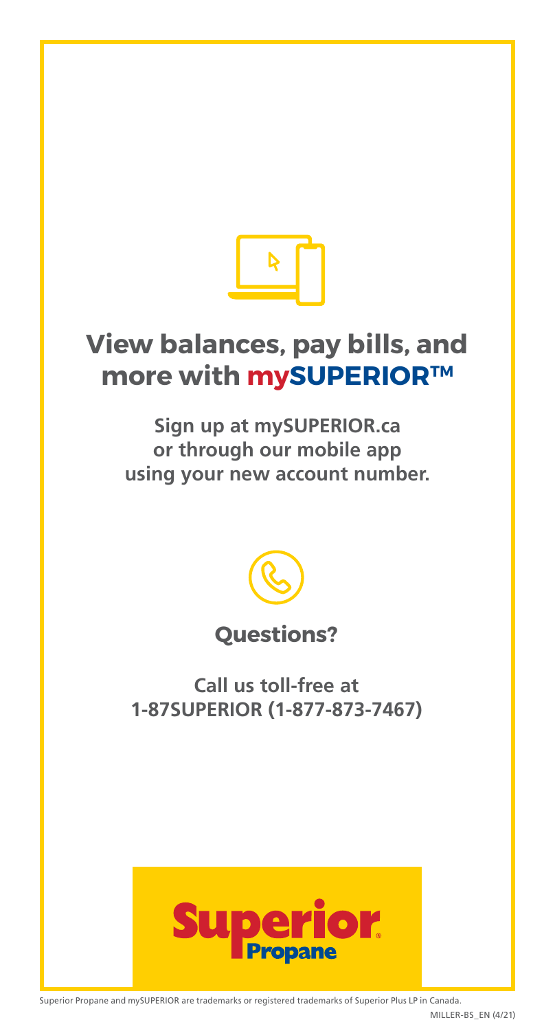## View balances, pay bills, and more with mySUPERIOR™

**Sign up at mySUPERIOR.ca or through our mobile app using your new account number.**

## Questions?

**Call us toll-free at 1-87SUPERIOR (1-877-873-7467)**

Superior Propane

Superior Propane and mySUPERIOR are trademarks or registered trademarks of Superior Plus LP in Canada.

MILLER-BS_EN (4/21)